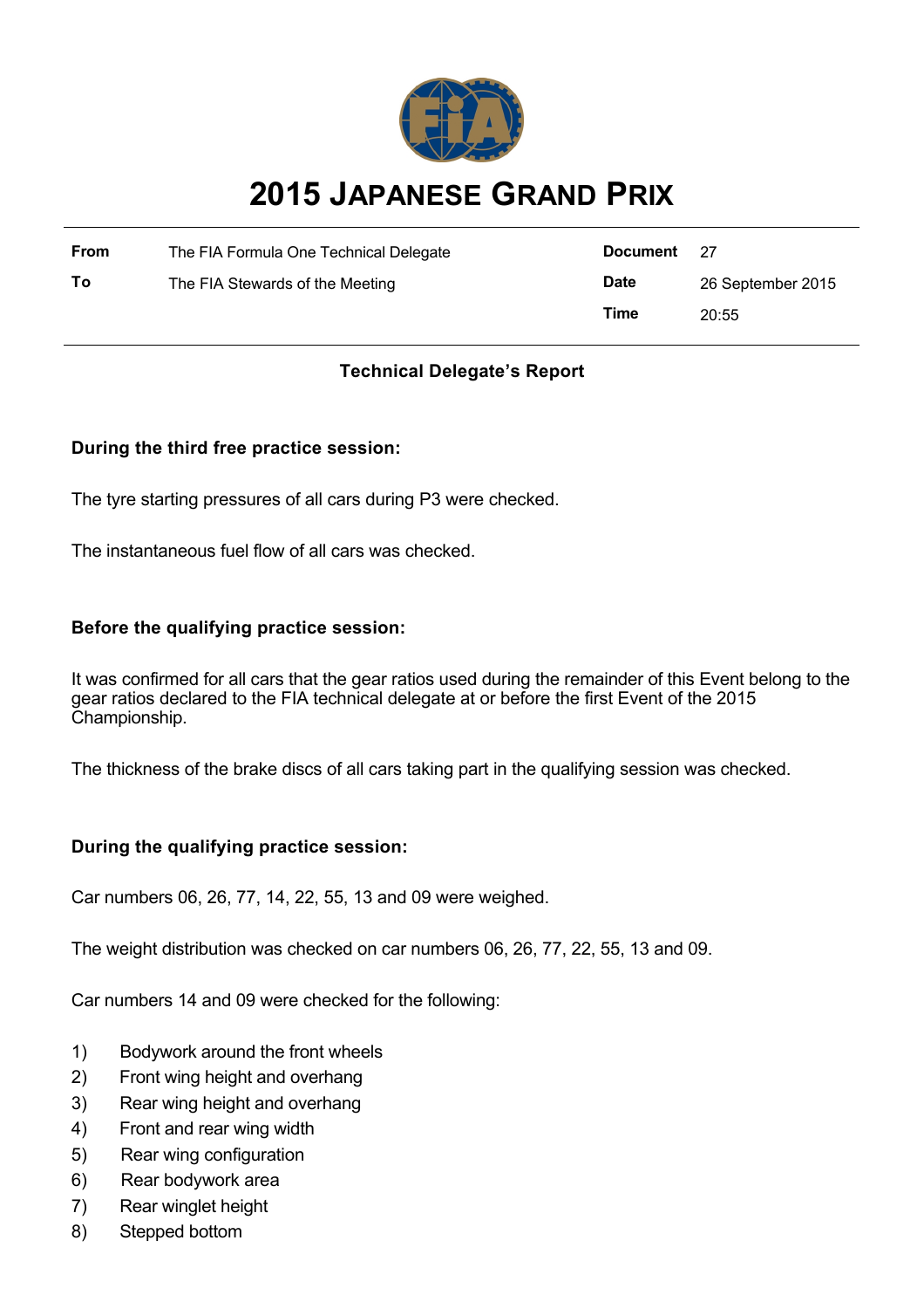# 2015 JAPANESE GRAND PRIX

| | | | |
|---|---|---|---|
| **From** | The FIA Formula One Technical Delegate | **Document** | 27 |
| **To** | The FIA Stewards of the Meeting | **Date** | 26 September 2015 |
| | | **Time** | 20:55 |

**Technical Delegate's Report**

**During the third free practice session:**

The tyre starting pressures of all cars during P3 were checked.

The instantaneous fuel flow of all cars was checked.

**Before the qualifying practice session:**

It was confirmed for all cars that the gear ratios used during the remainder of this Event belong to the gear ratios declared to the FIA technical delegate at or before the first Event of the 2015 Championship.

The thickness of the brake discs of all cars taking part in the qualifying session was checked.

**During the qualifying practice session:**

Car numbers 06, 26, 77, 14, 22, 55, 13 and 09 were weighed.

The weight distribution was checked on car numbers 06, 26, 77, 22, 55, 13 and 09.

Car numbers 14 and 09 were checked for the following:

1) Bodywork around the front wheels
2) Front wing height and overhang
3) Rear wing height and overhang
4) Front and rear wing width
5) Rear wing configuration
6) Rear bodywork area
7) Rear winglet height
8) Stepped bottom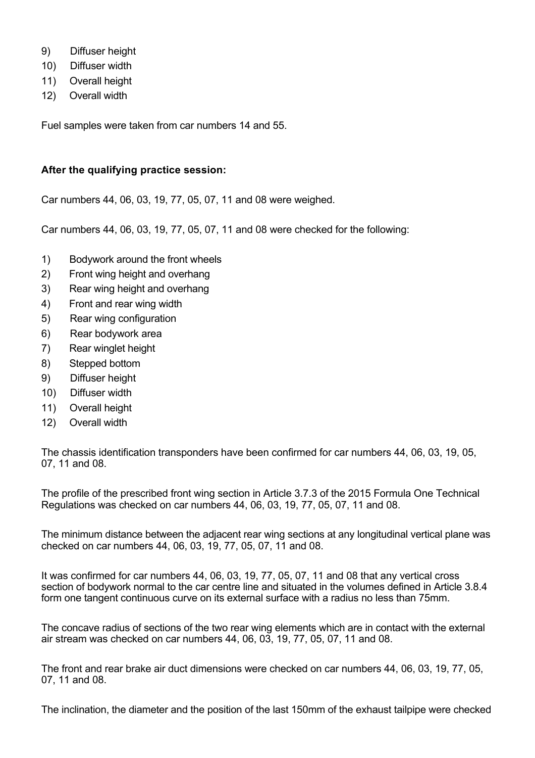9) Diffuser height
10) Diffuser width
11) Overall height
12) Overall width

Fuel samples were taken from car numbers 14 and 55.

**After the qualifying practice session:**

Car numbers 44, 06, 03, 19, 77, 05, 07, 11 and 08 were weighed.

Car numbers 44, 06, 03, 19, 77, 05, 07, 11 and 08 were checked for the following:

1) Bodywork around the front wheels
2) Front wing height and overhang
3) Rear wing height and overhang
4) Front and rear wing width
5) Rear wing configuration
6) Rear bodywork area
7) Rear winglet height
8) Stepped bottom
9) Diffuser height
10) Diffuser width
11) Overall height
12) Overall width

The chassis identification transponders have been confirmed for car numbers 44, 06, 03, 19, 05, 07, 11 and 08.

The profile of the prescribed front wing section in Article 3.7.3 of the 2015 Formula One Technical Regulations was checked on car numbers 44, 06, 03, 19, 77, 05, 07, 11 and 08.

The minimum distance between the adjacent rear wing sections at any longitudinal vertical plane was checked on car numbers 44, 06, 03, 19, 77, 05, 07, 11 and 08.

It was confirmed for car numbers 44, 06, 03, 19, 77, 05, 07, 11 and 08 that any vertical cross section of bodywork normal to the car centre line and situated in the volumes defined in Article 3.8.4 form one tangent continuous curve on its external surface with a radius no less than 75mm.

The concave radius of sections of the two rear wing elements which are in contact with the external air stream was checked on car numbers 44, 06, 03, 19, 77, 05, 07, 11 and 08.

The front and rear brake air duct dimensions were checked on car numbers 44, 06, 03, 19, 77, 05, 07, 11 and 08.

The inclination, the diameter and the position of the last 150mm of the exhaust tailpipe were checked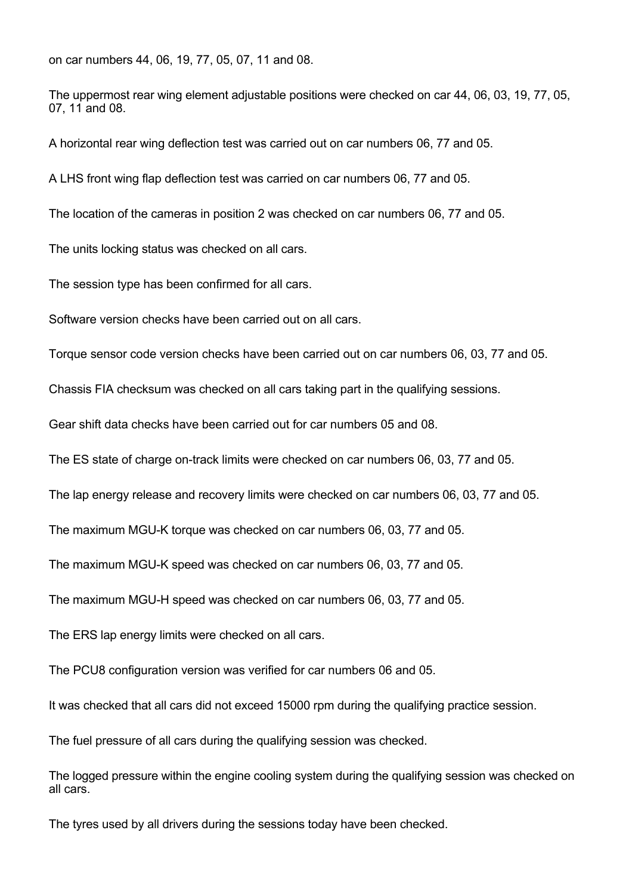on car numbers 44, 06, 19, 77, 05, 07, 11 and 08.

The uppermost rear wing element adjustable positions were checked on car 44, 06, 03, 19, 77, 05, 07, 11 and 08.

A horizontal rear wing deflection test was carried out on car numbers 06, 77 and 05.

A LHS front wing flap deflection test was carried on car numbers 06, 77 and 05.

The location of the cameras in position 2 was checked on car numbers 06, 77 and 05.

The units locking status was checked on all cars.

The session type has been confirmed for all cars.

Software version checks have been carried out on all cars.

Torque sensor code version checks have been carried out on car numbers 06, 03, 77 and 05.

Chassis FIA checksum was checked on all cars taking part in the qualifying sessions.

Gear shift data checks have been carried out for car numbers 05 and 08.

The ES state of charge on-track limits were checked on car numbers 06, 03, 77 and 05.

The lap energy release and recovery limits were checked on car numbers 06, 03, 77 and 05.

The maximum MGU-K torque was checked on car numbers 06, 03, 77 and 05.

The maximum MGU-K speed was checked on car numbers 06, 03, 77 and 05.

The maximum MGU-H speed was checked on car numbers 06, 03, 77 and 05.

The ERS lap energy limits were checked on all cars.

The PCU8 configuration version was verified for car numbers 06 and 05.

It was checked that all cars did not exceed 15000 rpm during the qualifying practice session.

The fuel pressure of all cars during the qualifying session was checked.

The logged pressure within the engine cooling system during the qualifying session was checked on all cars.

The tyres used by all drivers during the sessions today have been checked.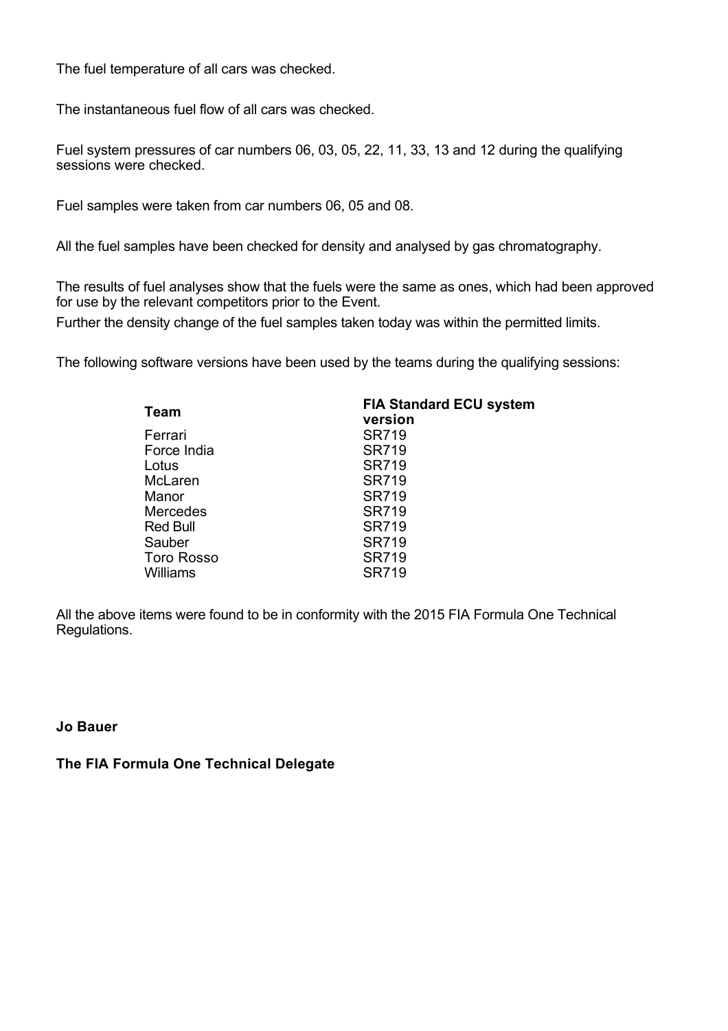The fuel temperature of all cars was checked.

The instantaneous fuel flow of all cars was checked.

Fuel system pressures of car numbers 06, 03, 05, 22, 11, 33, 13 and 12 during the qualifying sessions were checked.

Fuel samples were taken from car numbers 06, 05 and 08.

All the fuel samples have been checked for density and analysed by gas chromatography.

The results of fuel analyses show that the fuels were the same as ones, which had been approved for use by the relevant competitors prior to the Event.

Further the density change of the fuel samples taken today was within the permitted limits.

The following software versions have been used by the teams during the qualifying sessions:

| Team | FIA Standard ECU system version |
|---|---|
| Ferrari | SR719 |
| Force India | SR719 |
| Lotus | SR719 |
| McLaren | SR719 |
| Manor | SR719 |
| Mercedes | SR719 |
| Red Bull | SR719 |
| Sauber | SR719 |
| Toro Rosso | SR719 |
| Williams | SR719 |

All the above items were found to be in conformity with the 2015 FIA Formula One Technical Regulations.

**Jo Bauer**

**The FIA Formula One Technical Delegate**